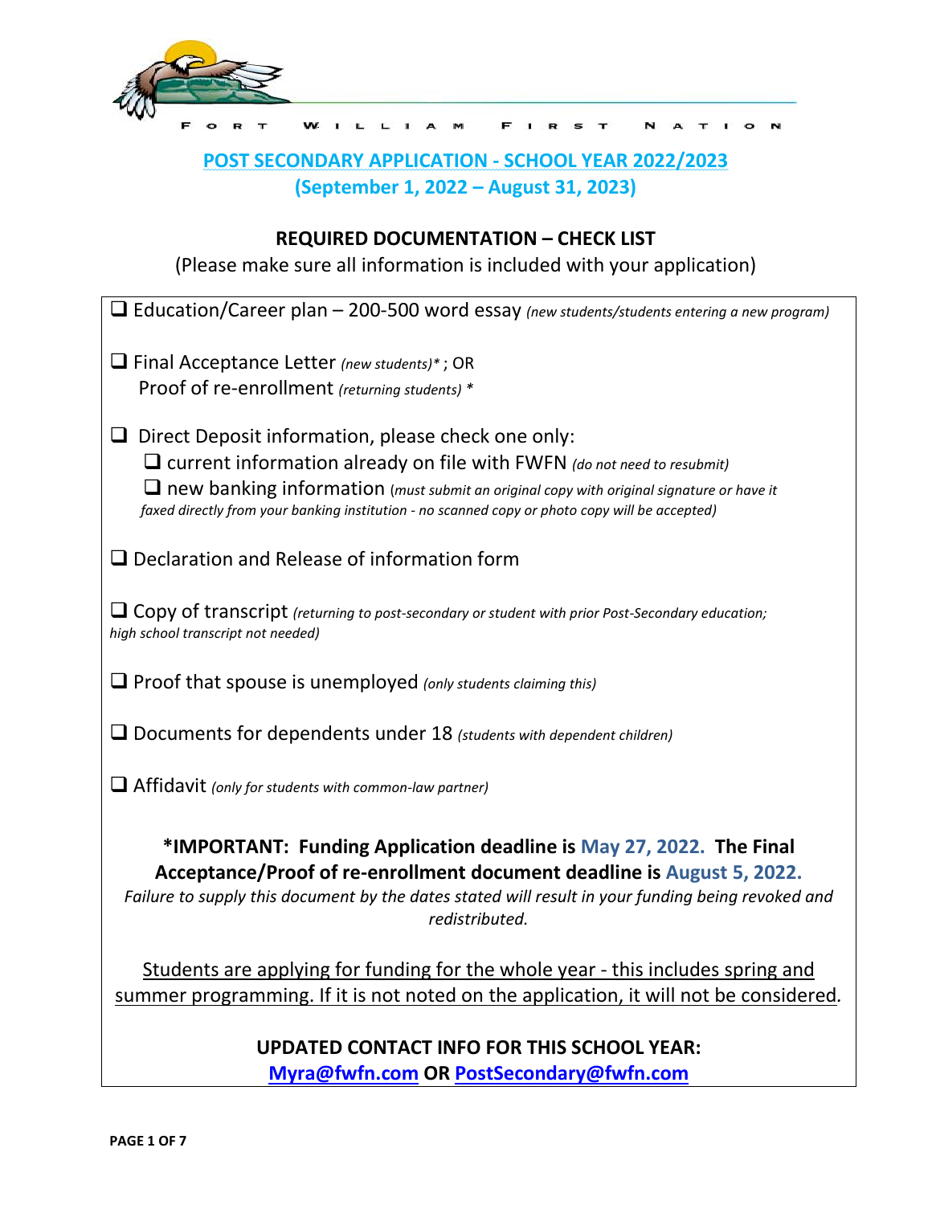FORT WILLIAM FIRST NATION

# POST SECONDARY APPLICATION - SCHOOL YEAR 2022/2023

**(September 1, 2022 – August 31, 2023)**

## REQUIRED DOCUMENTATION – CHECK LIST

(Please make sure all information is included with your application)

- ❑ Education/Career plan – 200-500 word essay *(new students/students entering a new program)*
- ❑ Final Acceptance Letter *(new students)\**; OR
  Proof of re-enrollment *(returning students) \**
- ❑ Direct Deposit information, please check one only:
  - ❑ current information already on file with FWFN *(do not need to resubmit)*
  - ❑ new banking information (*must submit an original copy with original signature or have it faxed directly from your banking institution - no scanned copy or photo copy will be accepted)*
- ❑ Declaration and Release of information form
- ❑ Copy of transcript *(returning to post-secondary or student with prior Post-Secondary education; high school transcript not needed)*
- ❑ Proof that spouse is unemployed *(only students claiming this)*
- ❑ Documents for dependents under 18 *(students with dependent children)*
- ❑ Affidavit *(only for students with common-law partner)*

**\*IMPORTANT: Funding Application deadline is May 27, 2022. The Final Acceptance/Proof of re-enrollment document deadline is August 5, 2022.**

*Failure to supply this document by the dates stated will result in your funding being revoked and redistributed.*

<u>Students are applying for funding for the whole year - this includes spring and summer programming. If it is not noted on the application, it will not be considered</u>.

**UPDATED CONTACT INFO FOR THIS SCHOOL YEAR:**

**Myra@fwfn.com OR PostSecondary@fwfn.com**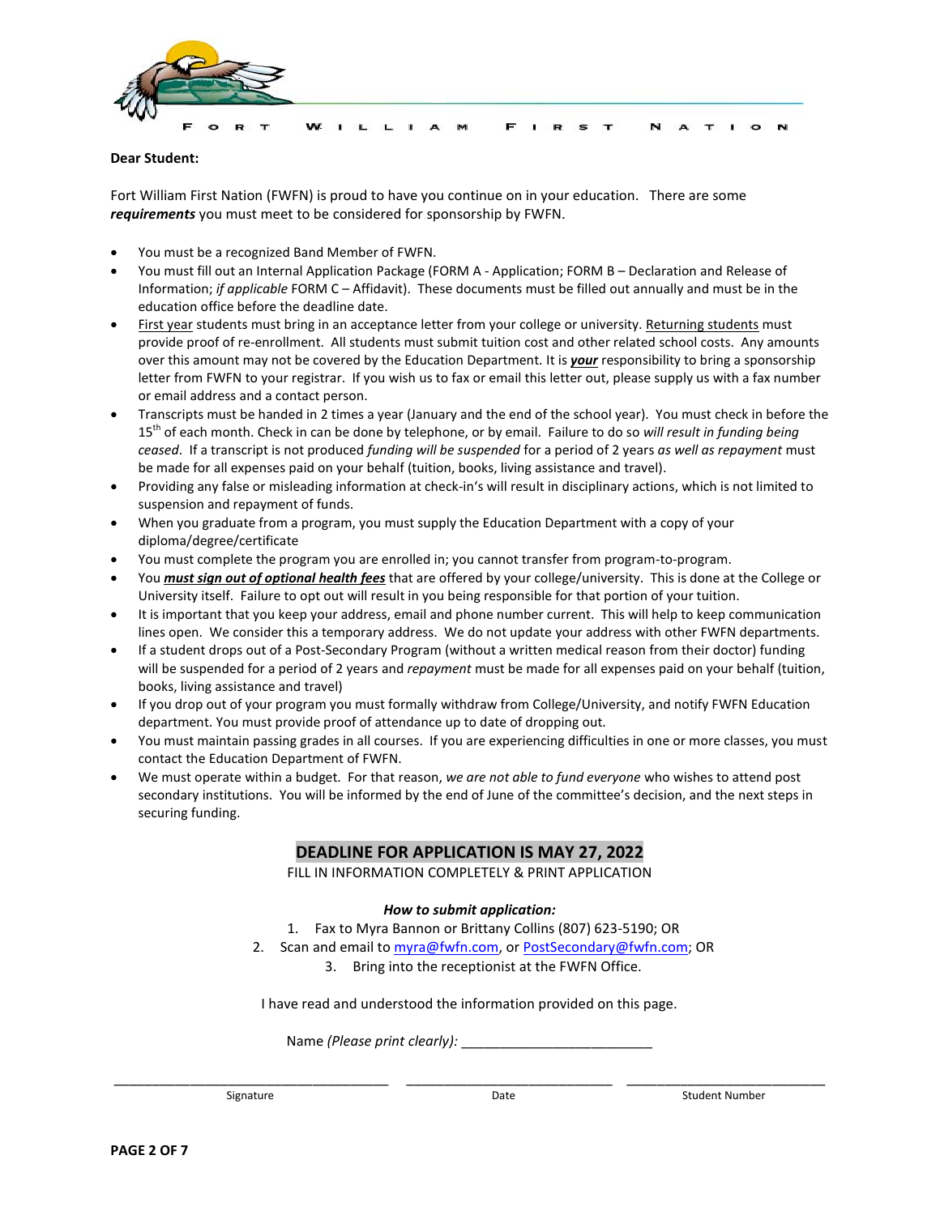FORT WILLIAM FIRST NATION

**Dear Student:**

Fort William First Nation (FWFN) is proud to have you continue on in your education. There are some ***requirements*** you must meet to be considered for sponsorship by FWFN.

- You must be a recognized Band Member of FWFN.
- You must fill out an Internal Application Package (FORM A - Application; FORM B – Declaration and Release of Information; *if applicable* FORM C – Affidavit). These documents must be filled out annually and must be in the education office before the deadline date.
- First year students must bring in an acceptance letter from your college or university. Returning students must provide proof of re-enrollment. All students must submit tuition cost and other related school costs. Any amounts over this amount may not be covered by the Education Department. It is ***your*** responsibility to bring a sponsorship letter from FWFN to your registrar. If you wish us to fax or email this letter out, please supply us with a fax number or email address and a contact person.
- Transcripts must be handed in 2 times a year (January and the end of the school year). You must check in before the 15th of each month. Check in can be done by telephone, or by email. Failure to do so *will result in funding being ceased*. If a transcript is not produced *funding will be suspended* for a period of 2 years *as well as repayment* must be made for all expenses paid on your behalf (tuition, books, living assistance and travel).
- Providing any false or misleading information at check-in's will result in disciplinary actions, which is not limited to suspension and repayment of funds.
- When you graduate from a program, you must supply the Education Department with a copy of your diploma/degree/certificate
- You must complete the program you are enrolled in; you cannot transfer from program-to-program.
- You ***must sign out of optional health fees*** that are offered by your college/university. This is done at the College or University itself. Failure to opt out will result in you being responsible for that portion of your tuition.
- It is important that you keep your address, email and phone number current. This will help to keep communication lines open. We consider this a temporary address. We do not update your address with other FWFN departments.
- If a student drops out of a Post-Secondary Program (without a written medical reason from their doctor) funding will be suspended for a period of 2 years and *repayment* must be made for all expenses paid on your behalf (tuition, books, living assistance and travel)
- If you drop out of your program you must formally withdraw from College/University, and notify FWFN Education department. You must provide proof of attendance up to date of dropping out.
- You must maintain passing grades in all courses. If you are experiencing difficulties in one or more classes, you must contact the Education Department of FWFN.
- We must operate within a budget. For that reason, *we are not able to fund everyone* who wishes to attend post secondary institutions. You will be informed by the end of June of the committee's decision, and the next steps in securing funding.

**DEADLINE FOR APPLICATION IS MAY 27, 2022**

FILL IN INFORMATION COMPLETELY & PRINT APPLICATION

***How to submit application:***

1. Fax to Myra Bannon or Brittany Collins (807) 623-5190; OR
2. Scan and email to myra@fwfn.com, or PostSecondary@fwfn.com; OR
3. Bring into the receptionist at the FWFN Office.

I have read and understood the information provided on this page.

Name *(Please print clearly):* ________________________

| ______________________ | ______________________ | ______________________ |
|---|---|---|
| Signature | Date | Student Number |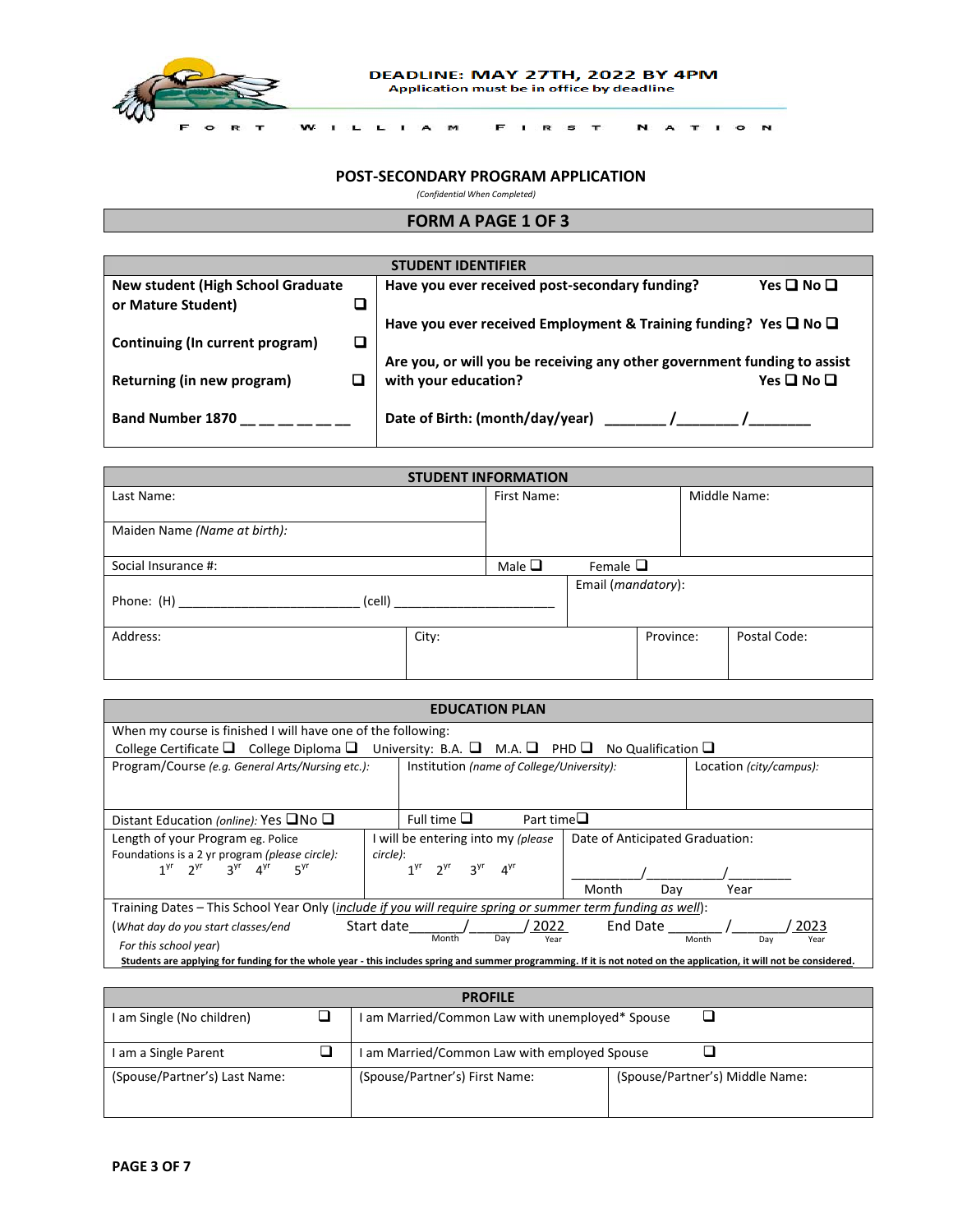**DEADLINE: MAY 27TH, 2022 BY 4PM**
Application must be in office by deadline

F O R T W I L L I A M F I R S T N A T I O N

## POST-SECONDARY PROGRAM APPLICATION

*(Confidential When Completed)*

## FORM A PAGE 1 OF 3

| STUDENT IDENTIFIER | |
|---|---|
| **New student (High School Graduate or Mature Student)** ❑ | **Have you ever received post-secondary funding?** Yes ❑ No ❑ |
| **Continuing (In current program)** ❑ | **Have you ever received Employment & Training funding?** Yes ❑ No ❑ |
| **Returning (in new program)** ❑ | **Are you, or will you be receiving any other government funding to assist with your education?** Yes ❑ No ❑ |
| **Band Number 1870 __ __ __ __ __ __** | **Date of Birth: (month/day/year) _______ /_______ /_______** |

| STUDENT INFORMATION | | | | |
|---|---|---|---|---|
| Last Name: | | First Name: | Middle Name: | |
| Maiden Name *(Name at birth)*: | | | | |
| Social Insurance #: | | Male ❑ | Female ❑ | |
| Phone: (H) _________________________ (cell) _______________________ | | | Email *(mandatory)*: | |
| Address: | City: | | Province: | Postal Code: |

| EDUCATION PLAN | | |
|---|---|---|
| When my course is finished I will have one of the following:<br>College Certificate ❑ College Diploma ❑ University: B.A. ❑ M.A. ❑ PHD ❑ No Qualification ❑ | | |
| Program/Course *(e.g. General Arts/Nursing etc.)*: | Institution *(name of College/University)*: | Location *(city/campus)*: |
| Distant Education *(online)*: Yes ❑No ❑ | Full time ❑ Part time❑ | |
| Length of your Program eg. Police Foundations is a 2 yr program *(please circle)*:<br>1yr 2yr 3yr 4yr 5yr | I will be entering into my *(please circle)*:<br>1yr 2yr 3yr 4yr | Date of Anticipated Graduation:<br>_________/__________/_________<br>Month Day Year |
| Training Dates – This School Year Only (*include if you will require spring or summer term funding as well*):<br>(*What day do you start classes/end For this school year*) Start date______/_______/ 2022 (Month Day Year) End Date ________/_________/ 2023 (Month Day Year)<br>**Students are applying for funding for the whole year - this includes spring and summer programming. If it is not noted on the application, it will not be considered.** | | |

| PROFILE | | |
|---|---|---|
| I am Single (No children) ❑ | I am Married/Common Law with unemployed* Spouse ❑ | |
| I am a Single Parent ❑ | I am Married/Common Law with employed Spouse ❑ | |
| (Spouse/Partner's) Last Name: | (Spouse/Partner's) First Name: | (Spouse/Partner's) Middle Name: |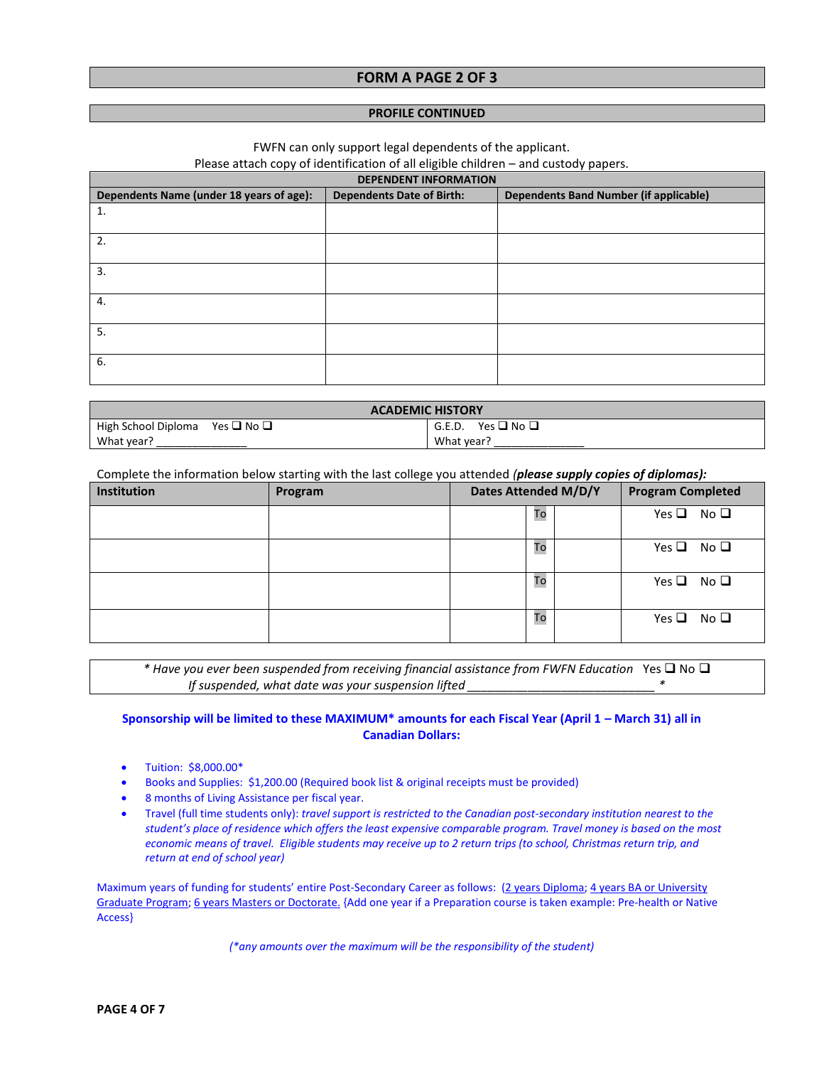## FORM A PAGE 2 OF 3

### PROFILE CONTINUED

FWFN can only support legal dependents of the applicant.
Please attach copy of identification of all eligible children – and custody papers.

| DEPENDENT INFORMATION | | |
|---|---|---|
| **Dependents Name (under 18 years of age):** | **Dependents Date of Birth:** | **Dependents Band Number (if applicable)** |
| 1. | | |
| 2. | | |
| 3. | | |
| 4. | | |
| 5. | | |
| 6. | | |

| ACADEMIC HISTORY | |
|---|---|
| High School Diploma Yes ❑ No ❑ What year? ______________ | G.E.D. Yes ❑ No ❑ What year? ______________ |

Complete the information below starting with the last college you attended ***(please supply copies of diplomas):***

| Institution | Program | Dates Attended M/D/Y | | | Program Completed |
|---|---|---|---|---|---|
| | | | To | | Yes ❑ No ❑ |
| | | | To | | Yes ❑ No ❑ |
| | | | To | | Yes ❑ No ❑ |
| | | | To | | Yes ❑ No ❑ |

*\* Have you ever been suspended from receiving financial assistance from FWFN Education* Yes ❑ No ❑
*If suspended, what date was your suspension lifted ___________________________ \**

**Sponsorship will be limited to these MAXIMUM\* amounts for each Fiscal Year (April 1 – March 31) all in Canadian Dollars:**

- Tuition: $8,000.00*
- Books and Supplies: $1,200.00 (Required book list & original receipts must be provided)
- 8 months of Living Assistance per fiscal year.
- Travel (full time students only): *travel support is restricted to the Canadian post-secondary institution nearest to the student's place of residence which offers the least expensive comparable program. Travel money is based on the most economic means of travel. Eligible students may receive up to 2 return trips (to school, Christmas return trip, and return at end of school year)*

Maximum years of funding for students' entire Post-Secondary Career as follows: (2 years Diploma; 4 years BA or University Graduate Program; 6 years Masters or Doctorate. {Add one year if a Preparation course is taken example: Pre-health or Native Access}

*(\*any amounts over the maximum will be the responsibility of the student)*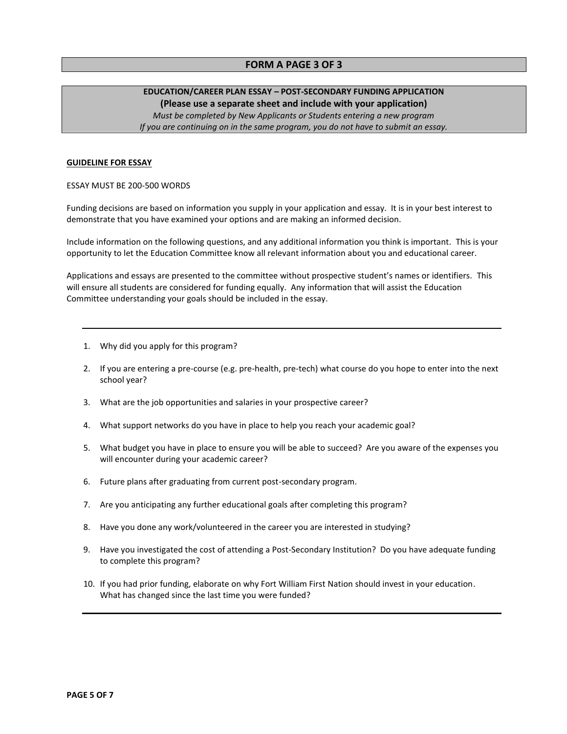## FORM A PAGE 3 OF 3

**EDUCATION/CAREER PLAN ESSAY – POST-SECONDARY FUNDING APPLICATION**

**(Please use a separate sheet and include with your application)**

*Must be completed by New Applicants or Students entering a new program*

*If you are continuing on in the same program, you do not have to submit an essay.*

**GUIDELINE FOR ESSAY**

ESSAY MUST BE 200-500 WORDS

Funding decisions are based on information you supply in your application and essay. It is in your best interest to demonstrate that you have examined your options and are making an informed decision.

Include information on the following questions, and any additional information you think is important. This is your opportunity to let the Education Committee know all relevant information about you and educational career.

Applications and essays are presented to the committee without prospective student's names or identifiers. This will ensure all students are considered for funding equally. Any information that will assist the Education Committee understanding your goals should be included in the essay.

---

1. Why did you apply for this program?
2. If you are entering a pre-course (e.g. pre-health, pre-tech) what course do you hope to enter into the next school year?
3. What are the job opportunities and salaries in your prospective career?
4. What support networks do you have in place to help you reach your academic goal?
5. What budget you have in place to ensure you will be able to succeed? Are you aware of the expenses you will encounter during your academic career?
6. Future plans after graduating from current post-secondary program.
7. Are you anticipating any further educational goals after completing this program?
8. Have you done any work/volunteered in the career you are interested in studying?
9. Have you investigated the cost of attending a Post-Secondary Institution? Do you have adequate funding to complete this program?
10. If you had prior funding, elaborate on why Fort William First Nation should invest in your education. What has changed since the last time you were funded?

---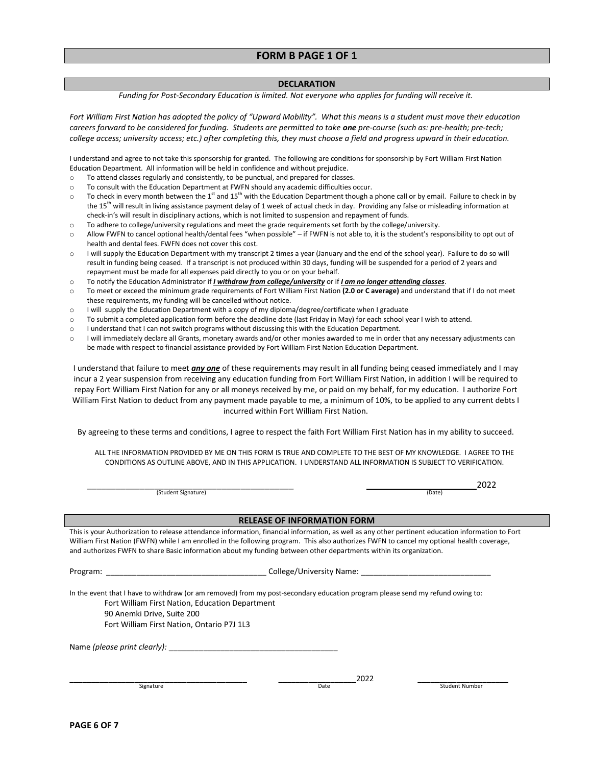# FORM B PAGE 1 OF 1

## DECLARATION

*Funding for Post-Secondary Education is limited. Not everyone who applies for funding will receive it.*

*Fort William First Nation has adopted the policy of "Upward Mobility". What this means is a student must move their education careers forward to be considered for funding. Students are permitted to take **one** pre-course (such as: pre-health; pre-tech; college access; university access; etc.) after completing this, they must choose a field and progress upward in their education.*

I understand and agree to not take this sponsorship for granted. The following are conditions for sponsorship by Fort William First Nation Education Department. All information will be held in confidence and without prejudice.

- To attend classes regularly and consistently, to be punctual, and prepared for classes.
- To consult with the Education Department at FWFN should any academic difficulties occur.
- To check in every month between the 1st and 15th with the Education Department though a phone call or by email. Failure to check in by the 15th will result in living assistance payment delay of 1 week of actual check in day. Providing any false or misleading information at check-in's will result in disciplinary actions, which is not limited to suspension and repayment of funds.
- To adhere to college/university regulations and meet the grade requirements set forth by the college/university.
- Allow FWFN to cancel optional health/dental fees "when possible" – if FWFN is not able to, it is the student's responsibility to opt out of health and dental fees. FWFN does not cover this cost.
- I will supply the Education Department with my transcript 2 times a year (January and the end of the school year). Failure to do so will result in funding being ceased. If a transcript is not produced within 30 days, funding will be suspended for a period of 2 years and repayment must be made for all expenses paid directly to you or on your behalf.
- To notify the Education Administrator if ***I withdraw from college/university*** or if ***I am no longer attending classes***.
- To meet or exceed the minimum grade requirements of Fort William First Nation **(2.0 or C average)** and understand that if I do not meet these requirements, my funding will be cancelled without notice.
- I will supply the Education Department with a copy of my diploma/degree/certificate when I graduate
- To submit a completed application form before the deadline date (last Friday in May) for each school year I wish to attend.
- I understand that I can not switch programs without discussing this with the Education Department.
- I will immediately declare all Grants, monetary awards and/or other monies awarded to me in order that any necessary adjustments can be made with respect to financial assistance provided by Fort William First Nation Education Department.

I understand that failure to meet ***any one*** of these requirements may result in all funding being ceased immediately and I may incur a 2 year suspension from receiving any education funding from Fort William First Nation, in addition I will be required to repay Fort William First Nation for any or all moneys received by me, or paid on my behalf, for my education. I authorize Fort William First Nation to deduct from any payment made payable to me, a minimum of 10%, to be applied to any current debts I incurred within Fort William First Nation.

By agreeing to these terms and conditions, I agree to respect the faith Fort William First Nation has in my ability to succeed.

ALL THE INFORMATION PROVIDED BY ME ON THIS FORM IS TRUE AND COMPLETE TO THE BEST OF MY KNOWLEDGE. I AGREE TO THE CONDITIONS AS OUTLINE ABOVE, AND IN THIS APPLICATION. I UNDERSTAND ALL INFORMATION IS SUBJECT TO VERIFICATION.

_______________________________________ (Student Signature)     _____________________2022 (Date)

## RELEASE OF INFORMATION FORM

This is your Authorization to release attendance information, financial information, as well as any other pertinent education information to Fort William First Nation (FWFN) while I am enrolled in the following program. This also authorizes FWFN to cancel my optional health coverage, and authorizes FWFN to share Basic information about my funding between other departments within its organization.

Program: ___________________________________ College/University Name: ____________________________

In the event that I have to withdraw (or am removed) from my post-secondary education program please send my refund owing to:

Fort William First Nation, Education Department
90 Anemki Drive, Suite 200
Fort William First Nation, Ontario P7J 1L3

Name *(please print clearly)*: _____________________________________

_______________________________________ Signature     _________________2022 Date     ____________________ Student Number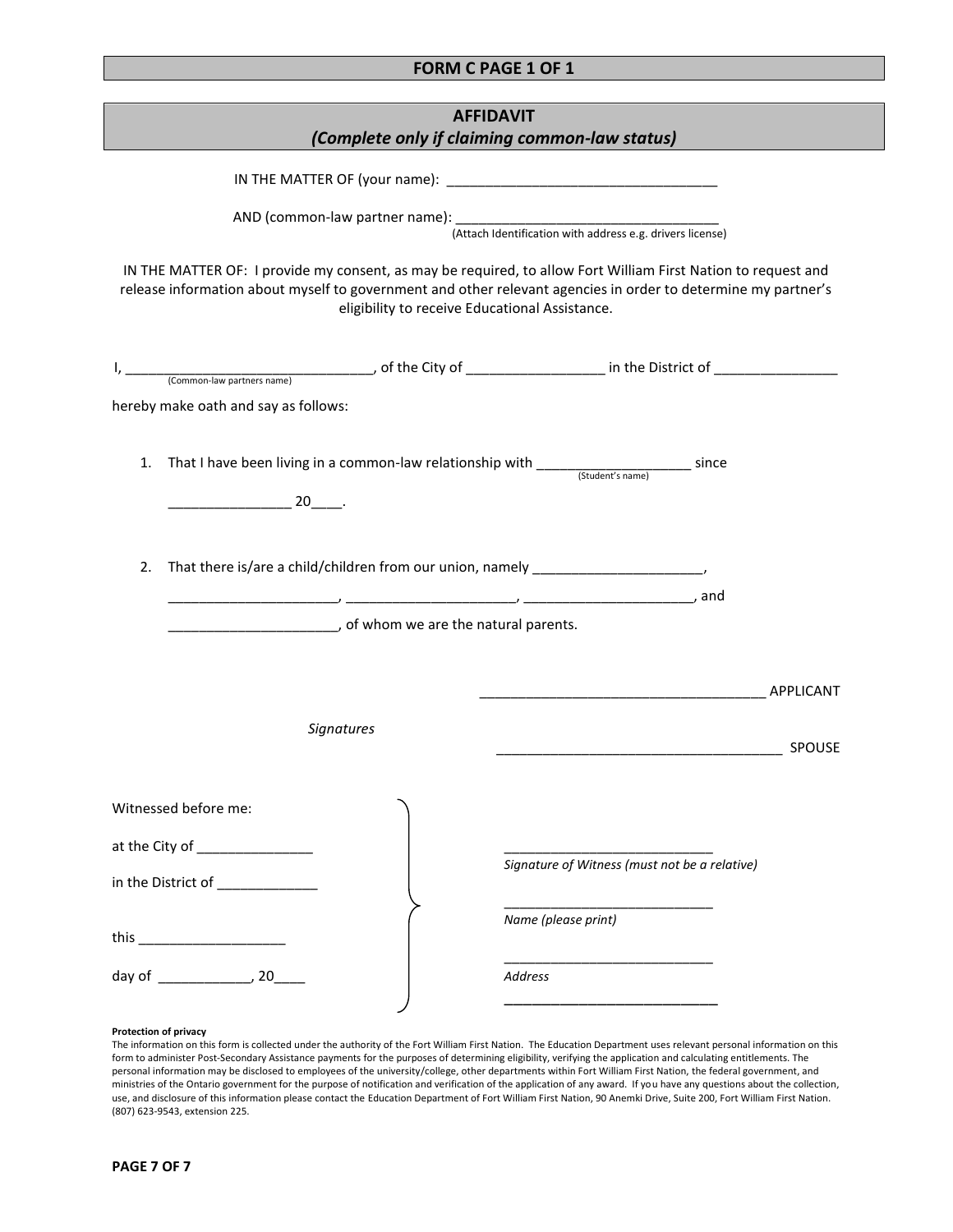## FORM C PAGE 1 OF 1

## AFFIDAVIT
### *(Complete only if claiming common-law status)*

IN THE MATTER OF (your name): ___________________________________

AND (common-law partner name): ___________________________________
(Attach Identification with address e.g. drivers license)

IN THE MATTER OF: I provide my consent, as may be required, to allow Fort William First Nation to request and release information about myself to government and other relevant agencies in order to determine my partner's eligibility to receive Educational Assistance.

I, _______________________________, of the City of _________________ in the District of ________________
(Common-law partners name)

hereby make oath and say as follows:

1. That I have been living in a common-law relationship with ___________________ since
   (Student's name)

   ________________ 20____.

2. That there is/are a child/children from our union, namely _____________________,
   _____________________, _____________________, _____________________, and
   _____________________, of whom we are the natural parents.

*Signatures*

_____________________________________ APPLICANT

_____________________________________ SPOUSE

Witnessed before me:

at the City of _______________

in the District of _____________

this ___________________

day of ____________, 20____

___________________________
*Signature of Witness (must not be a relative)*

___________________________
*Name (please print)*

___________________________
*Address*

___________________________

**Protection of privacy**

The information on this form is collected under the authority of the Fort William First Nation. The Education Department uses relevant personal information on this form to administer Post-Secondary Assistance payments for the purposes of determining eligibility, verifying the application and calculating entitlements. The personal information may be disclosed to employees of the university/college, other departments within Fort William First Nation, the federal government, and ministries of the Ontario government for the purpose of notification and verification of the application of any award. If you have any questions about the collection, use, and disclosure of this information please contact the Education Department of Fort William First Nation, 90 Anemki Drive, Suite 200, Fort William First Nation. (807) 623-9543, extension 225.